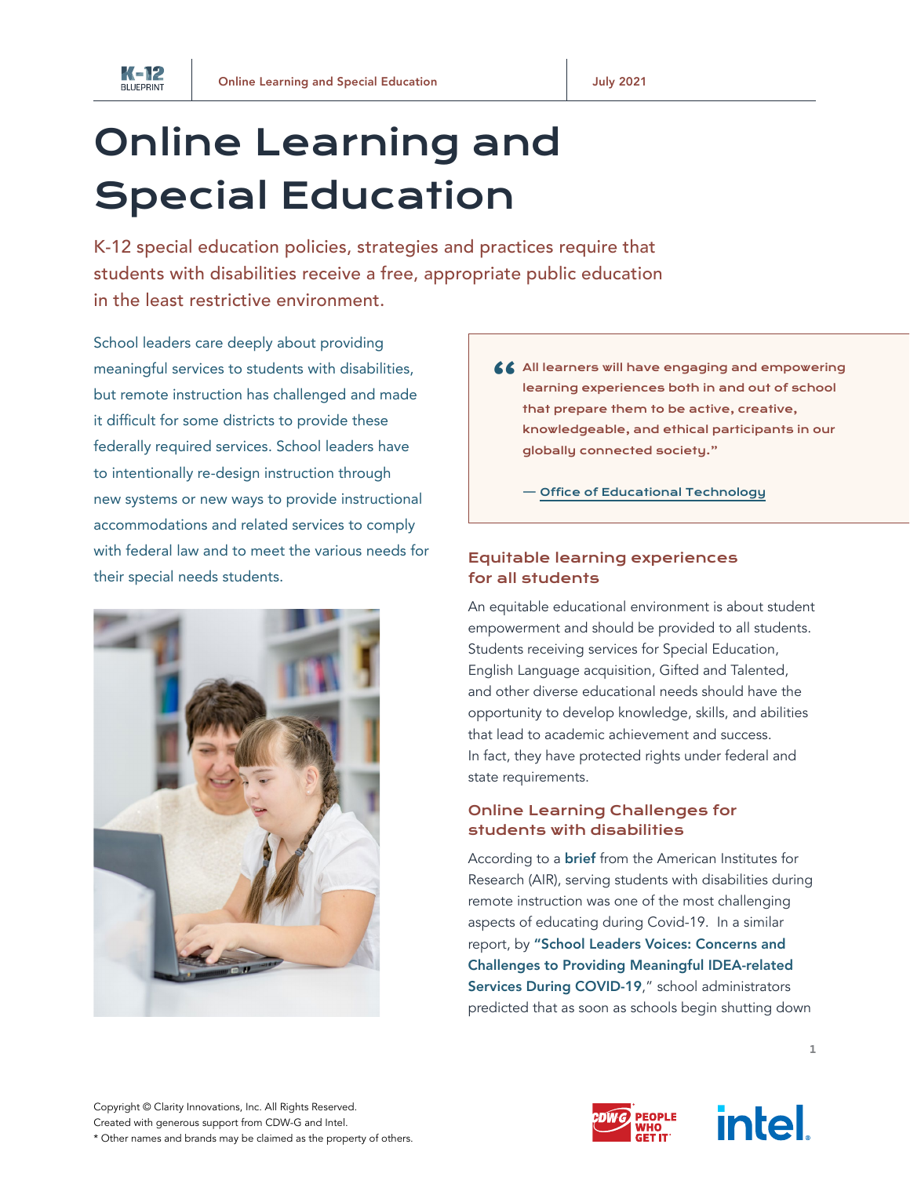# Online Learning and Special Education

K-12 special education policies, strategies and practices require that students with disabilities receive a free, appropriate public education in the least restrictive environment.

School leaders care deeply about providing meaningful services to students with disabilities, but remote instruction has challenged and made it difficult for some districts to provide these federally required services. School leaders have to intentionally re-design instruction through new systems or new ways to provide instructional accommodations and related services to comply with federal law and to meet the various needs for their special needs students.

> "All learners will have engaging and empowering learning experiences both in and out of school that prepare them to be active, creative, knowledgeable, and ethical participants in our globally connected society."
>
> — Office of Educational Technology

## Equitable learning experiences for all students

An equitable educational environment is about student empowerment and should be provided to all students. Students receiving services for Special Education, English Language acquisition, Gifted and Talented, and other diverse educational needs should have the opportunity to develop knowledge, skills, and abilities that lead to academic achievement and success. In fact, they have protected rights under federal and state requirements.

## Online Learning Challenges for students with disabilities

According to a **brief** from the American Institutes for Research (AIR), serving students with disabilities during remote instruction was one of the most challenging aspects of educating during Covid-19. In a similar report, by **"School Leaders Voices: Concerns and Challenges to Providing Meaningful IDEA-related Services During COVID-19**," school administrators predicted that as soon as schools begin shutting down

Copyright © Clarity Innovations, Inc. All Rights Reserved.
Created with generous support from CDW-G and Intel.
* Other names and brands may be claimed as the property of others.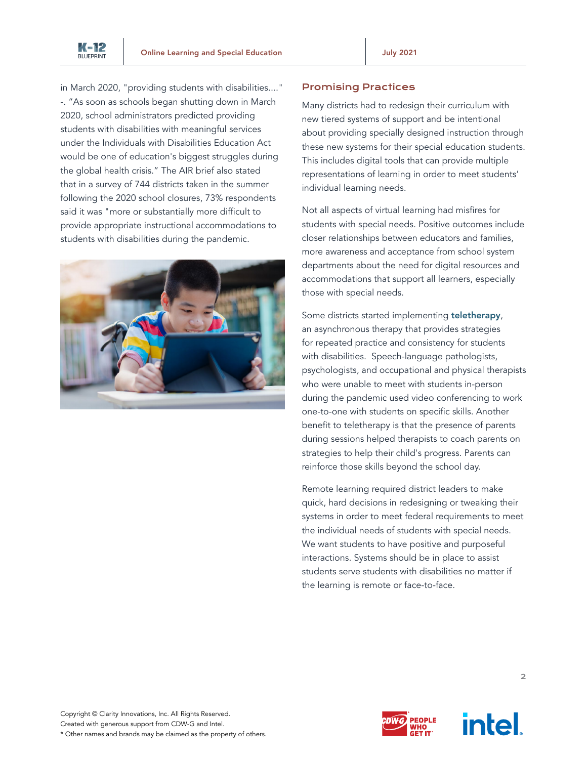in March 2020, "providing students with disabilities...." -. "As soon as schools began shutting down in March 2020, school administrators predicted providing students with disabilities with meaningful services under the Individuals with Disabilities Education Act would be one of education's biggest struggles during the global health crisis." The AIR brief also stated that in a survey of 744 districts taken in the summer following the 2020 school closures, 73% respondents said it was "more or substantially more difficult to provide appropriate instructional accommodations to students with disabilities during the pandemic.

## Promising Practices

Many districts had to redesign their curriculum with new tiered systems of support and be intentional about providing specially designed instruction through these new systems for their special education students. This includes digital tools that can provide multiple representations of learning in order to meet students' individual learning needs.

Not all aspects of virtual learning had misfires for students with special needs. Positive outcomes include closer relationships between educators and families, more awareness and acceptance from school system departments about the need for digital resources and accommodations that support all learners, especially those with special needs.

Some districts started implementing **teletherapy**, an asynchronous therapy that provides strategies for repeated practice and consistency for students with disabilities. Speech-language pathologists, psychologists, and occupational and physical therapists who were unable to meet with students in-person during the pandemic used video conferencing to work one-to-one with students on specific skills. Another benefit to teletherapy is that the presence of parents during sessions helped therapists to coach parents on strategies to help their child's progress. Parents can reinforce those skills beyond the school day.

Remote learning required district leaders to make quick, hard decisions in redesigning or tweaking their systems in order to meet federal requirements to meet the individual needs of students with special needs. We want students to have positive and purposeful interactions. Systems should be in place to assist students serve students with disabilities no matter if the learning is remote or face-to-face.

Copyright © Clarity Innovations, Inc. All Rights Reserved.
Created with generous support from CDW-G and Intel.
* Other names and brands may be claimed as the property of others.